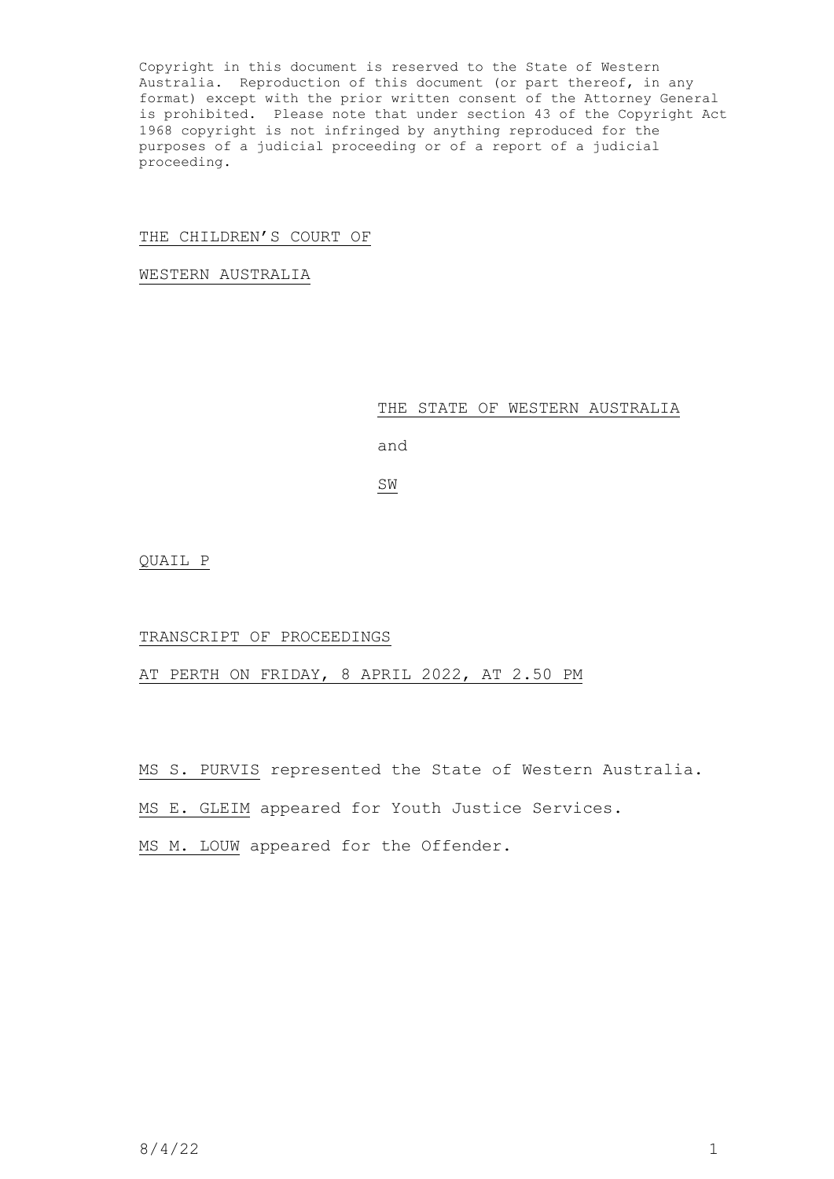Copyright in this document is reserved to the State of Western Australia. Reproduction of this document (or part thereof, in any format) except with the prior written consent of the Attorney General is prohibited. Please note that under section 43 of the Copyright Act 1968 copyright is not infringed by anything reproduced for the purposes of a judicial proceeding or of a report of a judicial proceeding.

THE CHILDREN'S COURT OF

WESTERN AUSTRALIA

THE STATE OF WESTERN AUSTRALIA

and

SW

QUAIL P

TRANSCRIPT OF PROCEEDINGS

AT PERTH ON FRIDAY, 8 APRIL 2022, AT 2.50 PM

MS S. PURVIS represented the State of Western Australia.

MS E. GLEIM appeared for Youth Justice Services.

MS M. LOUW appeared for the Offender.

8/4/22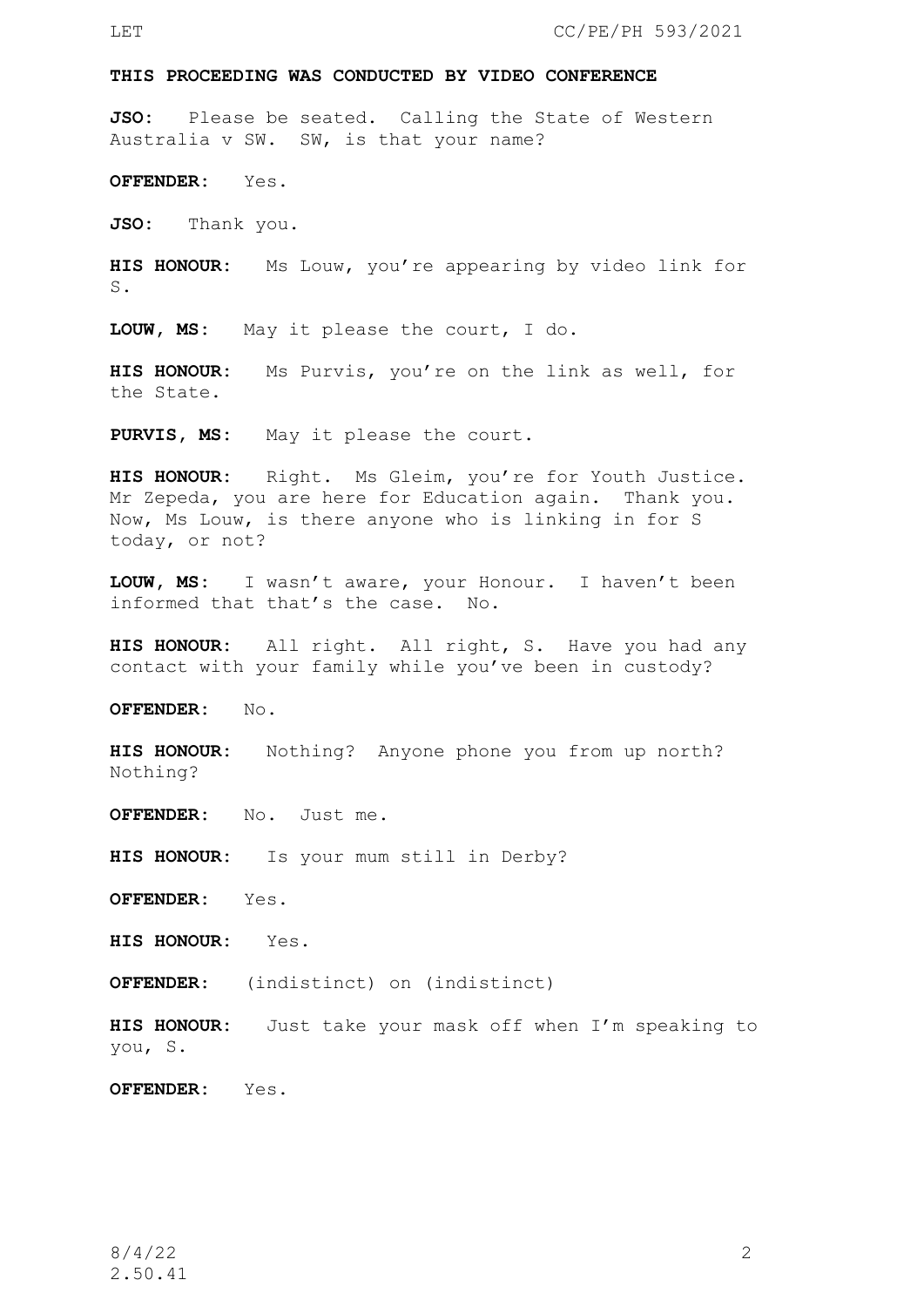**THIS PROCEEDING WAS CONDUCTED BY VIDEO CONFERENCE**

**JSO:** Please be seated. Calling the State of Western Australia v SW. SW, is that your name?

**OFFENDER:** Yes.

**JSO:** Thank you.

**HIS HONOUR:** Ms Louw, you're appearing by video link for S.

**LOUW, MS:** May it please the court, I do.

**HIS HONOUR:** Ms Purvis, you're on the link as well, for the State.

**PURVIS, MS:** May it please the court.

**HIS HONOUR:** Right. Ms Gleim, you're for Youth Justice. Mr Zepeda, you are here for Education again. Thank you. Now, Ms Louw, is there anyone who is linking in for S today, or not?

**LOUW, MS:** I wasn't aware, your Honour. I haven't been informed that that's the case. No.

**HIS HONOUR:** All right. All right, S. Have you had any contact with your family while you've been in custody?

**OFFENDER:** No.

**HIS HONOUR:** Nothing? Anyone phone you from up north? Nothing?

**OFFENDER:** No. Just me.

**HIS HONOUR:** Is your mum still in Derby?

**OFFENDER:** Yes.

**HIS HONOUR:** Yes.

**OFFENDER:** (indistinct) on (indistinct)

**HIS HONOUR:** Just take your mask off when I'm speaking to you, S.

**OFFENDER:** Yes.

8/4/22
2.50.41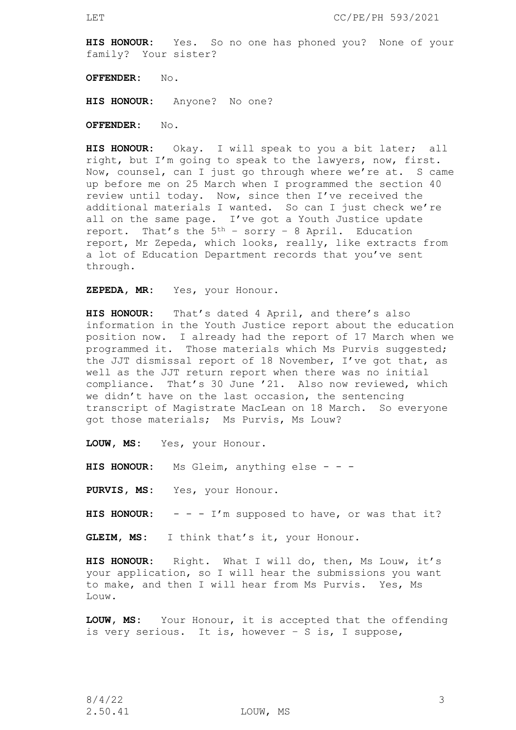**HIS HONOUR:** Yes. So no one has phoned you? None of your family? Your sister?

**OFFENDER:** No.

**HIS HONOUR:** Anyone? No one?

**OFFENDER:** No.

**HIS HONOUR:** Okay. I will speak to you a bit later; all right, but I'm going to speak to the lawyers, now, first. Now, counsel, can I just go through where we're at. S came up before me on 25 March when I programmed the section 40 review until today. Now, since then I've received the additional materials I wanted. So can I just check we're all on the same page. I've got a Youth Justice update report. That's the 5th – sorry – 8 April. Education report, Mr Zepeda, which looks, really, like extracts from a lot of Education Department records that you've sent through.

**ZEPEDA, MR:** Yes, your Honour.

**HIS HONOUR:** That's dated 4 April, and there's also information in the Youth Justice report about the education position now. I already had the report of 17 March when we programmed it. Those materials which Ms Purvis suggested; the JJT dismissal report of 18 November, I've got that, as well as the JJT return report when there was no initial compliance. That's 30 June '21. Also now reviewed, which we didn't have on the last occasion, the sentencing transcript of Magistrate MacLean on 18 March. So everyone got those materials; Ms Purvis, Ms Louw?

**LOUW, MS:** Yes, your Honour.

**HIS HONOUR:** Ms Gleim, anything else - - -

**PURVIS, MS:** Yes, your Honour.

**HIS HONOUR:** - - - I'm supposed to have, or was that it?

**GLEIM, MS:** I think that's it, your Honour.

**HIS HONOUR:** Right. What I will do, then, Ms Louw, it's your application, so I will hear the submissions you want to make, and then I will hear from Ms Purvis. Yes, Ms Louw.

**LOUW, MS:** Your Honour, it is accepted that the offending is very serious. It is, however – S is, I suppose,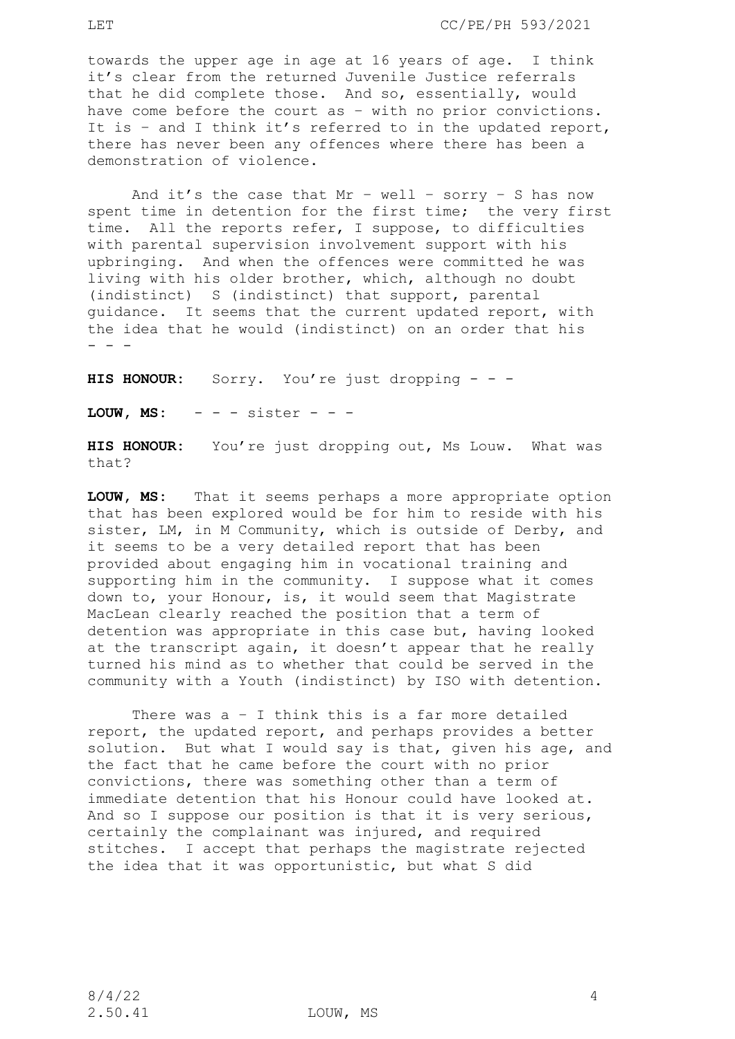towards the upper age in age at 16 years of age. I think it's clear from the returned Juvenile Justice referrals that he did complete those. And so, essentially, would have come before the court as – with no prior convictions. It is – and I think it's referred to in the updated report, there has never been any offences where there has been a demonstration of violence.

And it's the case that Mr – well – sorry – S has now spent time in detention for the first time; the very first time. All the reports refer, I suppose, to difficulties with parental supervision involvement support with his upbringing. And when the offences were committed he was living with his older brother, which, although no doubt (indistinct) S (indistinct) that support, parental guidance. It seems that the current updated report, with the idea that he would (indistinct) on an order that his - - -

**HIS HONOUR:** Sorry. You're just dropping - - -

**LOUW, MS:** - - - sister - - -

**HIS HONOUR:** You're just dropping out, Ms Louw. What was that?

**LOUW, MS:** That it seems perhaps a more appropriate option that has been explored would be for him to reside with his sister, LM, in M Community, which is outside of Derby, and it seems to be a very detailed report that has been provided about engaging him in vocational training and supporting him in the community. I suppose what it comes down to, your Honour, is, it would seem that Magistrate MacLean clearly reached the position that a term of detention was appropriate in this case but, having looked at the transcript again, it doesn't appear that he really turned his mind as to whether that could be served in the community with a Youth (indistinct) by ISO with detention.

There was a – I think this is a far more detailed report, the updated report, and perhaps provides a better solution. But what I would say is that, given his age, and the fact that he came before the court with no prior convictions, there was something other than a term of immediate detention that his Honour could have looked at. And so I suppose our position is that it is very serious, certainly the complainant was injured, and required stitches. I accept that perhaps the magistrate rejected the idea that it was opportunistic, but what S did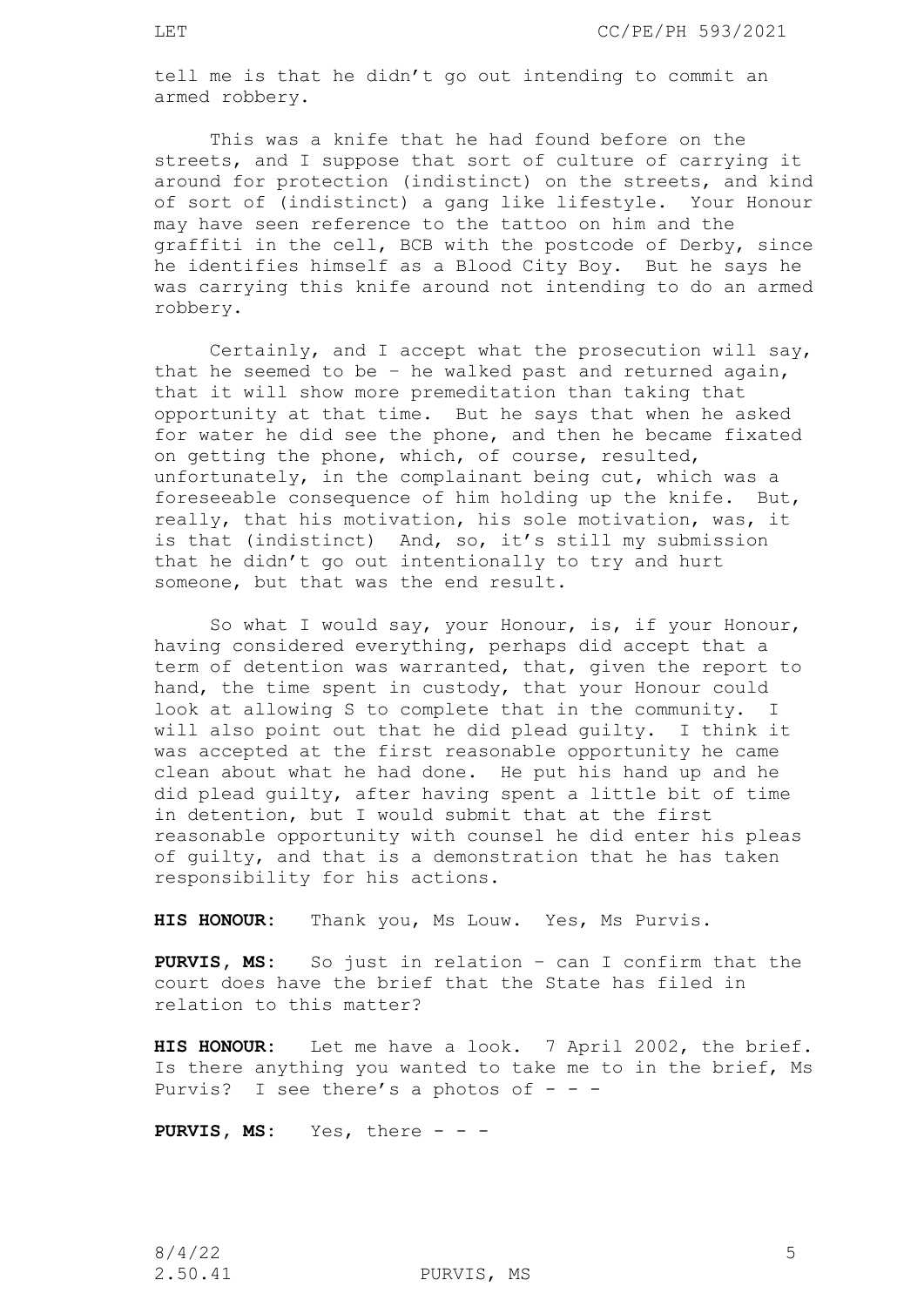tell me is that he didn't go out intending to commit an armed robbery.

This was a knife that he had found before on the streets, and I suppose that sort of culture of carrying it around for protection (indistinct) on the streets, and kind of sort of (indistinct) a gang like lifestyle. Your Honour may have seen reference to the tattoo on him and the graffiti in the cell, BCB with the postcode of Derby, since he identifies himself as a Blood City Boy. But he says he was carrying this knife around not intending to do an armed robbery.

Certainly, and I accept what the prosecution will say, that he seemed to be – he walked past and returned again, that it will show more premeditation than taking that opportunity at that time. But he says that when he asked for water he did see the phone, and then he became fixated on getting the phone, which, of course, resulted, unfortunately, in the complainant being cut, which was a foreseeable consequence of him holding up the knife. But, really, that his motivation, his sole motivation, was, it is that (indistinct) And, so, it's still my submission that he didn't go out intentionally to try and hurt someone, but that was the end result.

So what I would say, your Honour, is, if your Honour, having considered everything, perhaps did accept that a term of detention was warranted, that, given the report to hand, the time spent in custody, that your Honour could look at allowing S to complete that in the community. I will also point out that he did plead guilty. I think it was accepted at the first reasonable opportunity he came clean about what he had done. He put his hand up and he did plead guilty, after having spent a little bit of time in detention, but I would submit that at the first reasonable opportunity with counsel he did enter his pleas of guilty, and that is a demonstration that he has taken responsibility for his actions.

**HIS HONOUR:** Thank you, Ms Louw. Yes, Ms Purvis.

**PURVIS, MS:** So just in relation – can I confirm that the court does have the brief that the State has filed in relation to this matter?

**HIS HONOUR:** Let me have a look. 7 April 2002, the brief. Is there anything you wanted to take me to in the brief, Ms Purvis? I see there's a photos of - - -

**PURVIS, MS:** Yes, there - - -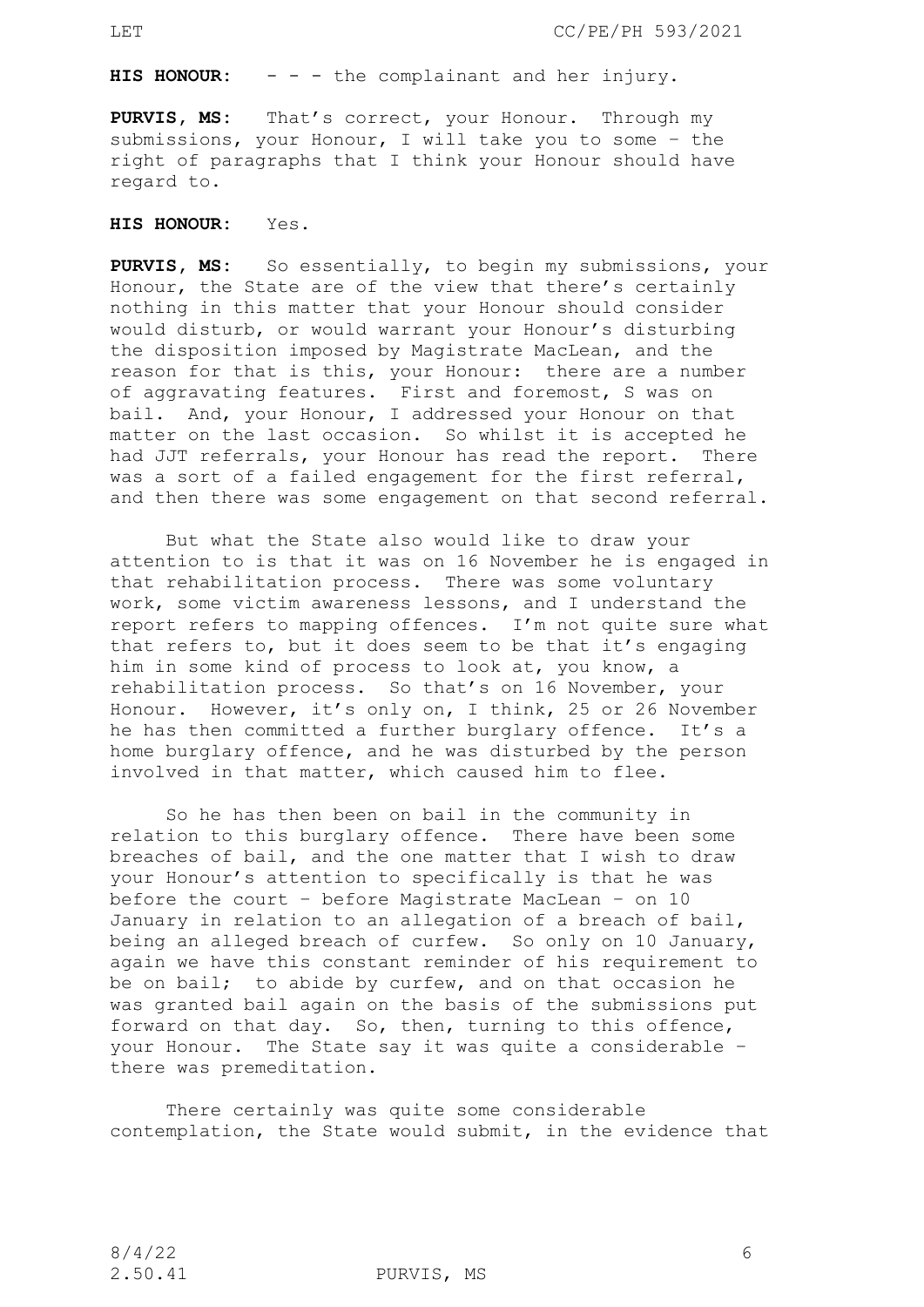**HIS HONOUR:** - - - the complainant and her injury.

**PURVIS, MS:** That's correct, your Honour. Through my submissions, your Honour, I will take you to some – the right of paragraphs that I think your Honour should have regard to.

**HIS HONOUR:** Yes.

**PURVIS, MS:** So essentially, to begin my submissions, your Honour, the State are of the view that there's certainly nothing in this matter that your Honour should consider would disturb, or would warrant your Honour's disturbing the disposition imposed by Magistrate MacLean, and the reason for that is this, your Honour: there are a number of aggravating features. First and foremost, S was on bail. And, your Honour, I addressed your Honour on that matter on the last occasion. So whilst it is accepted he had JJT referrals, your Honour has read the report. There was a sort of a failed engagement for the first referral, and then there was some engagement on that second referral.

But what the State also would like to draw your attention to is that it was on 16 November he is engaged in that rehabilitation process. There was some voluntary work, some victim awareness lessons, and I understand the report refers to mapping offences. I'm not quite sure what that refers to, but it does seem to be that it's engaging him in some kind of process to look at, you know, a rehabilitation process. So that's on 16 November, your Honour. However, it's only on, I think, 25 or 26 November he has then committed a further burglary offence. It's a home burglary offence, and he was disturbed by the person involved in that matter, which caused him to flee.

So he has then been on bail in the community in relation to this burglary offence. There have been some breaches of bail, and the one matter that I wish to draw your Honour's attention to specifically is that he was before the court – before Magistrate MacLean – on 10 January in relation to an allegation of a breach of bail, being an alleged breach of curfew. So only on 10 January, again we have this constant reminder of his requirement to be on bail; to abide by curfew, and on that occasion he was granted bail again on the basis of the submissions put forward on that day. So, then, turning to this offence, your Honour. The State say it was quite a considerable – there was premeditation.

There certainly was quite some considerable contemplation, the State would submit, in the evidence that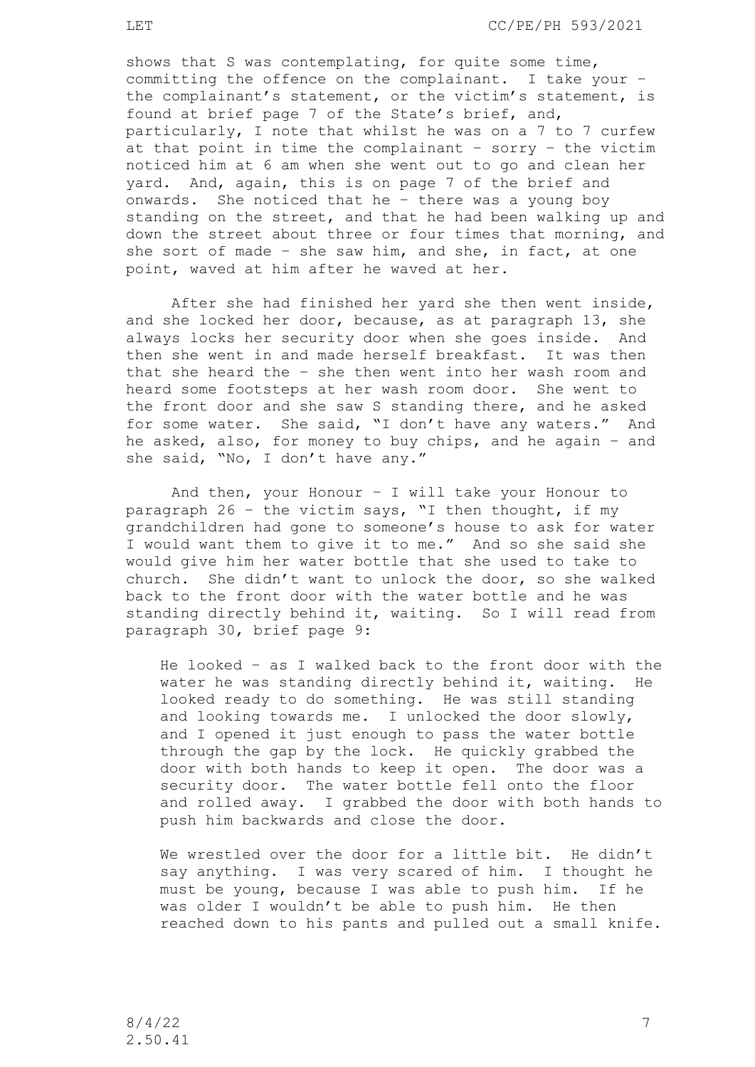shows that S was contemplating, for quite some time, committing the offence on the complainant. I take your – the complainant's statement, or the victim's statement, is found at brief page 7 of the State's brief, and, particularly, I note that whilst he was on a 7 to 7 curfew at that point in time the complainant – sorry – the victim noticed him at 6 am when she went out to go and clean her yard. And, again, this is on page 7 of the brief and onwards. She noticed that he – there was a young boy standing on the street, and that he had been walking up and down the street about three or four times that morning, and she sort of made – she saw him, and she, in fact, at one point, waved at him after he waved at her.

After she had finished her yard she then went inside, and she locked her door, because, as at paragraph 13, she always locks her security door when she goes inside. And then she went in and made herself breakfast. It was then that she heard the – she then went into her wash room and heard some footsteps at her wash room door. She went to the front door and she saw S standing there, and he asked for some water. She said, "I don't have any waters." And he asked, also, for money to buy chips, and he again – and she said, "No, I don't have any."

And then, your Honour – I will take your Honour to paragraph 26 – the victim says, "I then thought, if my grandchildren had gone to someone's house to ask for water I would want them to give it to me." And so she said she would give him her water bottle that she used to take to church. She didn't want to unlock the door, so she walked back to the front door with the water bottle and he was standing directly behind it, waiting. So I will read from paragraph 30, brief page 9:

> He looked – as I walked back to the front door with the water he was standing directly behind it, waiting. He looked ready to do something. He was still standing and looking towards me. I unlocked the door slowly, and I opened it just enough to pass the water bottle through the gap by the lock. He quickly grabbed the door with both hands to keep it open. The door was a security door. The water bottle fell onto the floor and rolled away. I grabbed the door with both hands to push him backwards and close the door.
>
> We wrestled over the door for a little bit. He didn't say anything. I was very scared of him. I thought he must be young, because I was able to push him. If he was older I wouldn't be able to push him. He then reached down to his pants and pulled out a small knife.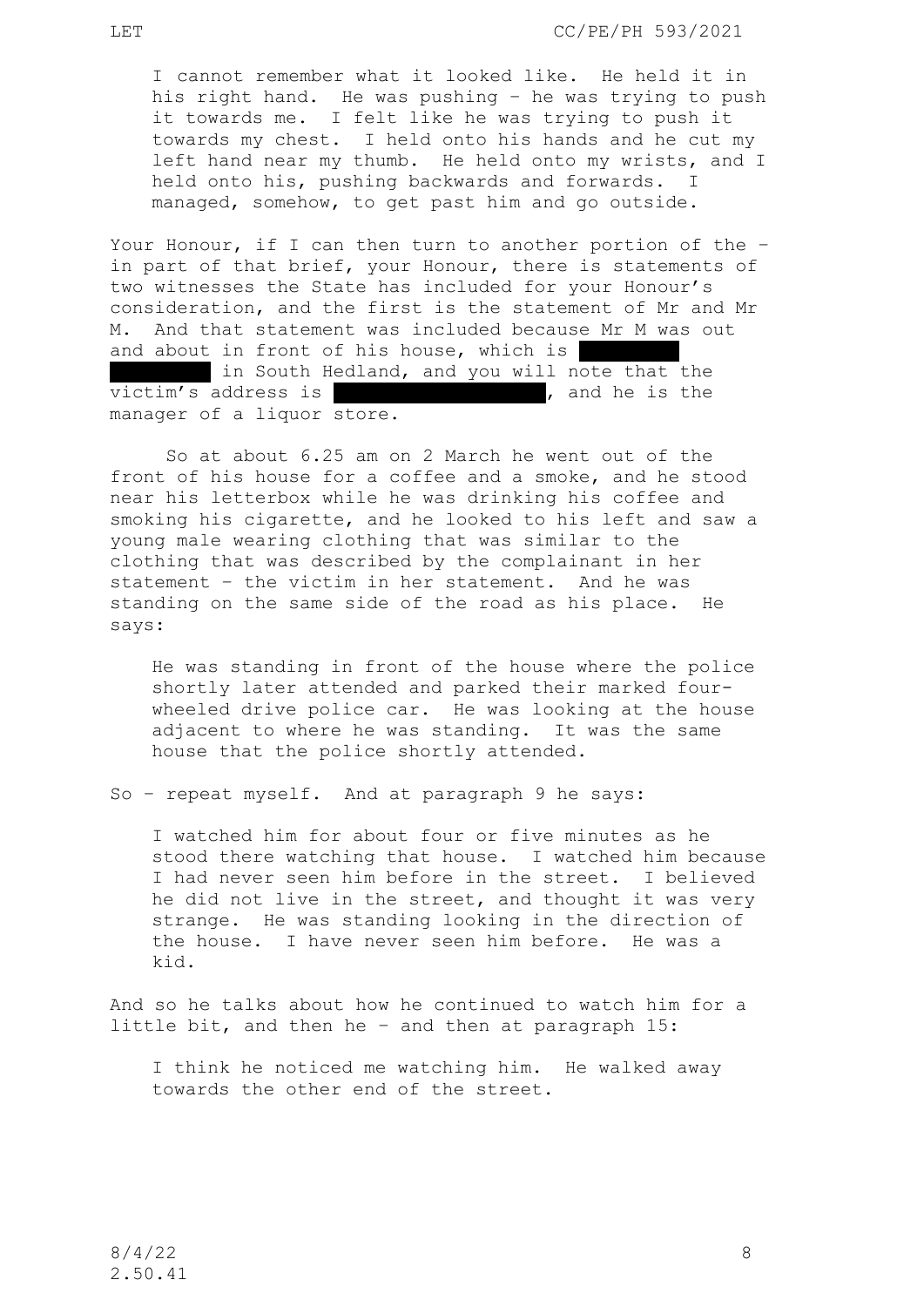> I cannot remember what it looked like. He held it in his right hand. He was pushing – he was trying to push it towards me. I felt like he was trying to push it towards my chest. I held onto his hands and he cut my left hand near my thumb. He held onto my wrists, and I held onto his, pushing backwards and forwards. I managed, somehow, to get past him and go outside.

Your Honour, if I can then turn to another portion of the – in part of that brief, your Honour, there is statements of two witnesses the State has included for your Honour's consideration, and the first is the statement of Mr and Mr M. And that statement was included because Mr M was out and about in front of his house, which is ██████████ ██████████ in South Hedland, and you will note that the victim's address is ████████████████████, and he is the manager of a liquor store.

So at about 6.25 am on 2 March he went out of the front of his house for a coffee and a smoke, and he stood near his letterbox while he was drinking his coffee and smoking his cigarette, and he looked to his left and saw a young male wearing clothing that was similar to the clothing that was described by the complainant in her statement – the victim in her statement. And he was standing on the same side of the road as his place. He says:

> He was standing in front of the house where the police shortly later attended and parked their marked four-wheeled drive police car. He was looking at the house adjacent to where he was standing. It was the same house that the police shortly attended.

So – repeat myself. And at paragraph 9 he says:

> I watched him for about four or five minutes as he stood there watching that house. I watched him because I had never seen him before in the street. I believed he did not live in the street, and thought it was very strange. He was standing looking in the direction of the house. I have never seen him before. He was a kid.

And so he talks about how he continued to watch him for a little bit, and then he – and then at paragraph 15:

> I think he noticed me watching him. He walked away towards the other end of the street.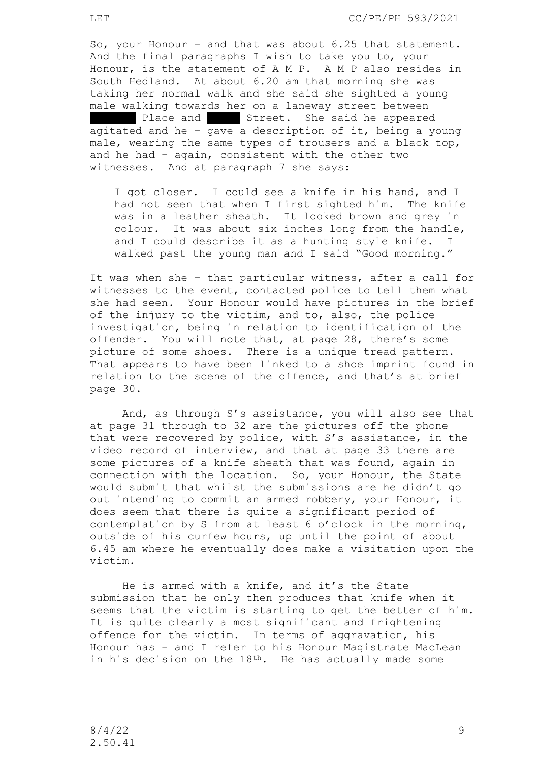So, your Honour – and that was about 6.25 that statement. And the final paragraphs I wish to take you to, your Honour, is the statement of A M P. A M P also resides in South Hedland. At about 6.20 am that morning she was taking her normal walk and she said she sighted a young male walking towards her on a laneway street between ██████ Place and █████ Street. She said he appeared agitated and he – gave a description of it, being a young male, wearing the same types of trousers and a black top, and he had – again, consistent with the other two witnesses. And at paragraph 7 she says:

> I got closer. I could see a knife in his hand, and I had not seen that when I first sighted him. The knife was in a leather sheath. It looked brown and grey in colour. It was about six inches long from the handle, and I could describe it as a hunting style knife. I walked past the young man and I said "Good morning."

It was when she – that particular witness, after a call for witnesses to the event, contacted police to tell them what she had seen. Your Honour would have pictures in the brief of the injury to the victim, and to, also, the police investigation, being in relation to identification of the offender. You will note that, at page 28, there's some picture of some shoes. There is a unique tread pattern. That appears to have been linked to a shoe imprint found in relation to the scene of the offence, and that's at brief page 30.

And, as through S's assistance, you will also see that at page 31 through to 32 are the pictures off the phone that were recovered by police, with S's assistance, in the video record of interview, and that at page 33 there are some pictures of a knife sheath that was found, again in connection with the location. So, your Honour, the State would submit that whilst the submissions are he didn't go out intending to commit an armed robbery, your Honour, it does seem that there is quite a significant period of contemplation by S from at least 6 o'clock in the morning, outside of his curfew hours, up until the point of about 6.45 am where he eventually does make a visitation upon the victim.

He is armed with a knife, and it's the State submission that he only then produces that knife when it seems that the victim is starting to get the better of him. It is quite clearly a most significant and frightening offence for the victim. In terms of aggravation, his Honour has – and I refer to his Honour Magistrate MacLean in his decision on the 18th. He has actually made some

8/4/22
2.50.41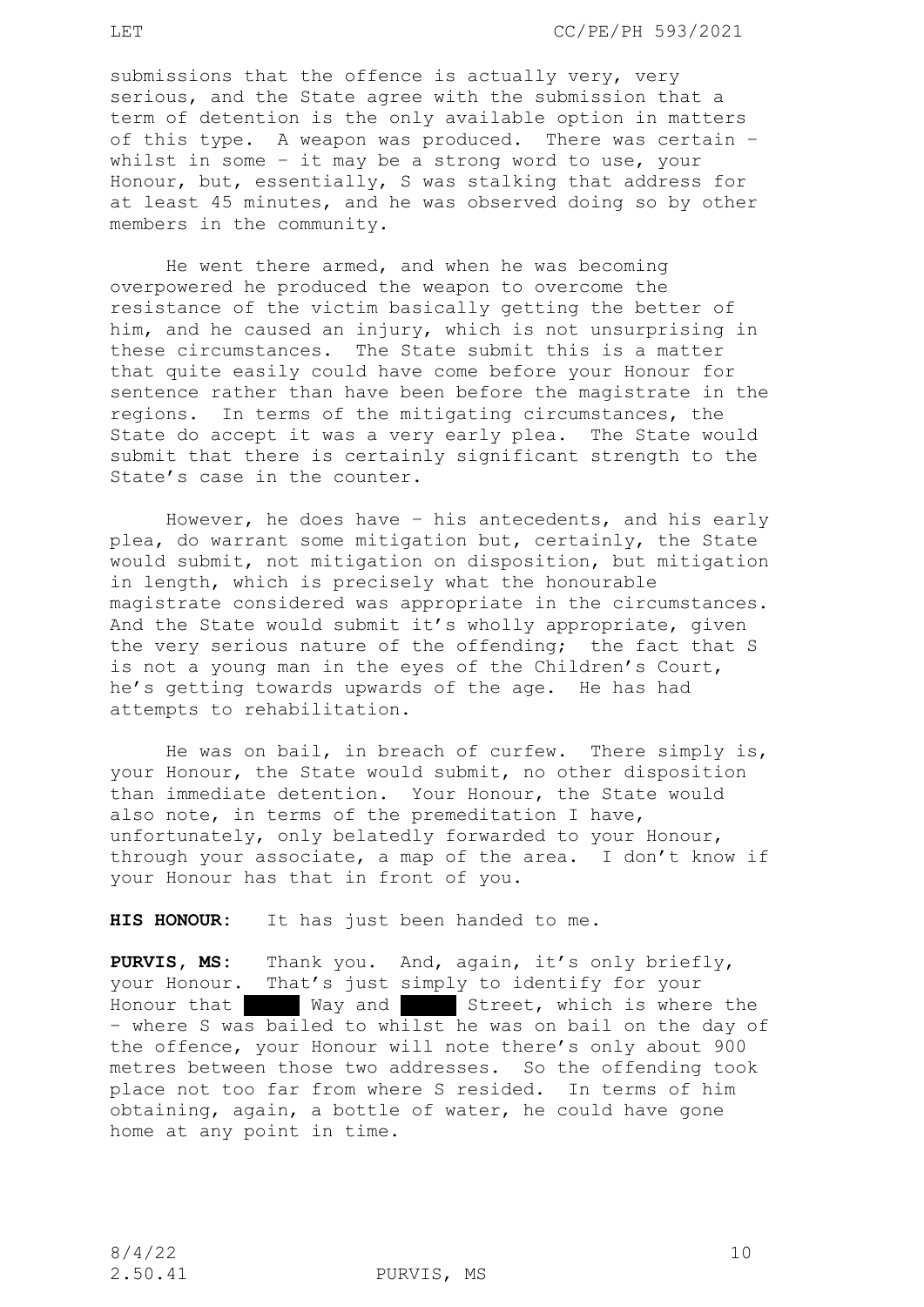submissions that the offence is actually very, very serious, and the State agree with the submission that a term of detention is the only available option in matters of this type. A weapon was produced. There was certain – whilst in some – it may be a strong word to use, your Honour, but, essentially, S was stalking that address for at least 45 minutes, and he was observed doing so by other members in the community.

He went there armed, and when he was becoming overpowered he produced the weapon to overcome the resistance of the victim basically getting the better of him, and he caused an injury, which is not unsurprising in these circumstances. The State submit this is a matter that quite easily could have come before your Honour for sentence rather than have been before the magistrate in the regions. In terms of the mitigating circumstances, the State do accept it was a very early plea. The State would submit that there is certainly significant strength to the State's case in the counter.

However, he does have – his antecedents, and his early plea, do warrant some mitigation but, certainly, the State would submit, not mitigation on disposition, but mitigation in length, which is precisely what the honourable magistrate considered was appropriate in the circumstances. And the State would submit it's wholly appropriate, given the very serious nature of the offending; the fact that S is not a young man in the eyes of the Children's Court, he's getting towards upwards of the age. He has had attempts to rehabilitation.

He was on bail, in breach of curfew. There simply is, your Honour, the State would submit, no other disposition than immediate detention. Your Honour, the State would also note, in terms of the premeditation I have, unfortunately, only belatedly forwarded to your Honour, through your associate, a map of the area. I don't know if your Honour has that in front of you.

**HIS HONOUR:** It has just been handed to me.

**PURVIS, MS:** Thank you. And, again, it's only briefly, your Honour. That's just simply to identify for your Honour that ████ Way and ████ Street, which is where the – where S was bailed to whilst he was on bail on the day of the offence, your Honour will note there's only about 900 metres between those two addresses. So the offending took place not too far from where S resided. In terms of him obtaining, again, a bottle of water, he could have gone home at any point in time.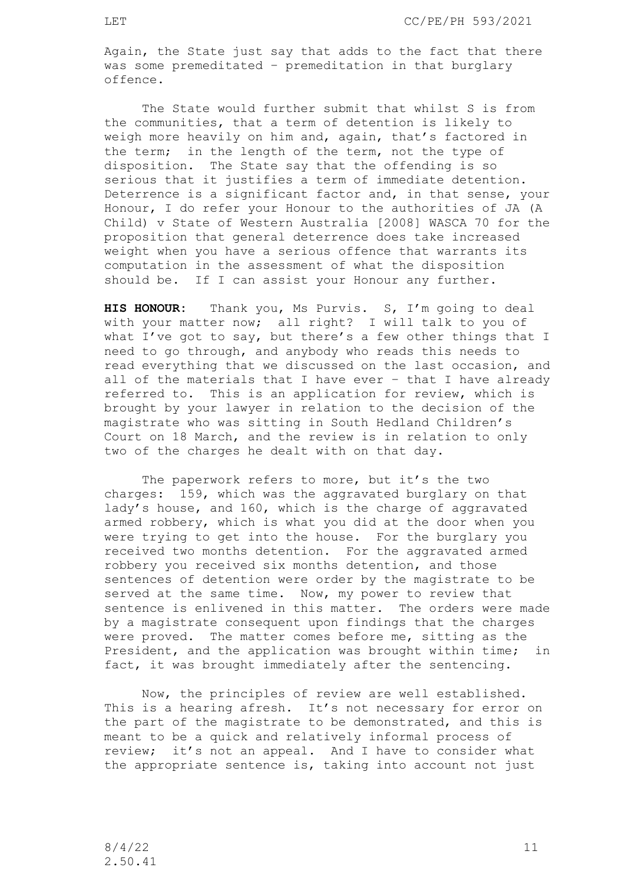Again, the State just say that adds to the fact that there was some premeditated – premeditation in that burglary offence.

The State would further submit that whilst S is from the communities, that a term of detention is likely to weigh more heavily on him and, again, that's factored in the term; in the length of the term, not the type of disposition. The State say that the offending is so serious that it justifies a term of immediate detention. Deterrence is a significant factor and, in that sense, your Honour, I do refer your Honour to the authorities of JA (A Child) v State of Western Australia [2008] WASCA 70 for the proposition that general deterrence does take increased weight when you have a serious offence that warrants its computation in the assessment of what the disposition should be. If I can assist your Honour any further.

**HIS HONOUR:** Thank you, Ms Purvis. S, I'm going to deal with your matter now; all right? I will talk to you of what I've got to say, but there's a few other things that I need to go through, and anybody who reads this needs to read everything that we discussed on the last occasion, and all of the materials that I have ever – that I have already referred to. This is an application for review, which is brought by your lawyer in relation to the decision of the magistrate who was sitting in South Hedland Children's Court on 18 March, and the review is in relation to only two of the charges he dealt with on that day.

The paperwork refers to more, but it's the two charges: 159, which was the aggravated burglary on that lady's house, and 160, which is the charge of aggravated armed robbery, which is what you did at the door when you were trying to get into the house. For the burglary you received two months detention. For the aggravated armed robbery you received six months detention, and those sentences of detention were order by the magistrate to be served at the same time. Now, my power to review that sentence is enlivened in this matter. The orders were made by a magistrate consequent upon findings that the charges were proved. The matter comes before me, sitting as the President, and the application was brought within time; in fact, it was brought immediately after the sentencing.

Now, the principles of review are well established. This is a hearing afresh. It's not necessary for error on the part of the magistrate to be demonstrated, and this is meant to be a quick and relatively informal process of review; it's not an appeal. And I have to consider what the appropriate sentence is, taking into account not just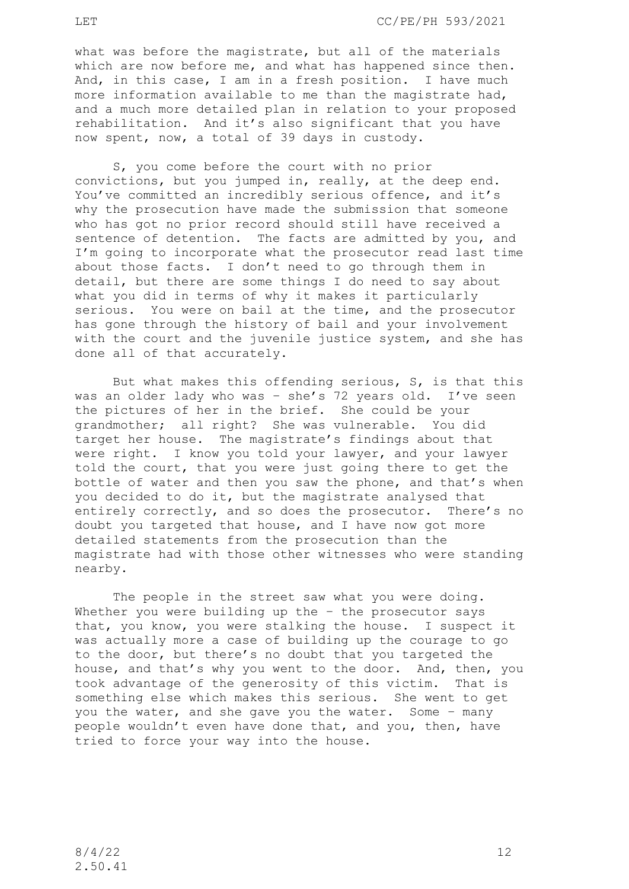what was before the magistrate, but all of the materials which are now before me, and what has happened since then. And, in this case, I am in a fresh position. I have much more information available to me than the magistrate had, and a much more detailed plan in relation to your proposed rehabilitation. And it's also significant that you have now spent, now, a total of 39 days in custody.

S, you come before the court with no prior convictions, but you jumped in, really, at the deep end. You've committed an incredibly serious offence, and it's why the prosecution have made the submission that someone who has got no prior record should still have received a sentence of detention. The facts are admitted by you, and I'm going to incorporate what the prosecutor read last time about those facts. I don't need to go through them in detail, but there are some things I do need to say about what you did in terms of why it makes it particularly serious. You were on bail at the time, and the prosecutor has gone through the history of bail and your involvement with the court and the juvenile justice system, and she has done all of that accurately.

But what makes this offending serious, S, is that this was an older lady who was – she's 72 years old. I've seen the pictures of her in the brief. She could be your grandmother; all right? She was vulnerable. You did target her house. The magistrate's findings about that were right. I know you told your lawyer, and your lawyer told the court, that you were just going there to get the bottle of water and then you saw the phone, and that's when you decided to do it, but the magistrate analysed that entirely correctly, and so does the prosecutor. There's no doubt you targeted that house, and I have now got more detailed statements from the prosecution than the magistrate had with those other witnesses who were standing nearby.

The people in the street saw what you were doing. Whether you were building up the – the prosecutor says that, you know, you were stalking the house. I suspect it was actually more a case of building up the courage to go to the door, but there's no doubt that you targeted the house, and that's why you went to the door. And, then, you took advantage of the generosity of this victim. That is something else which makes this serious. She went to get you the water, and she gave you the water. Some – many people wouldn't even have done that, and you, then, have tried to force your way into the house.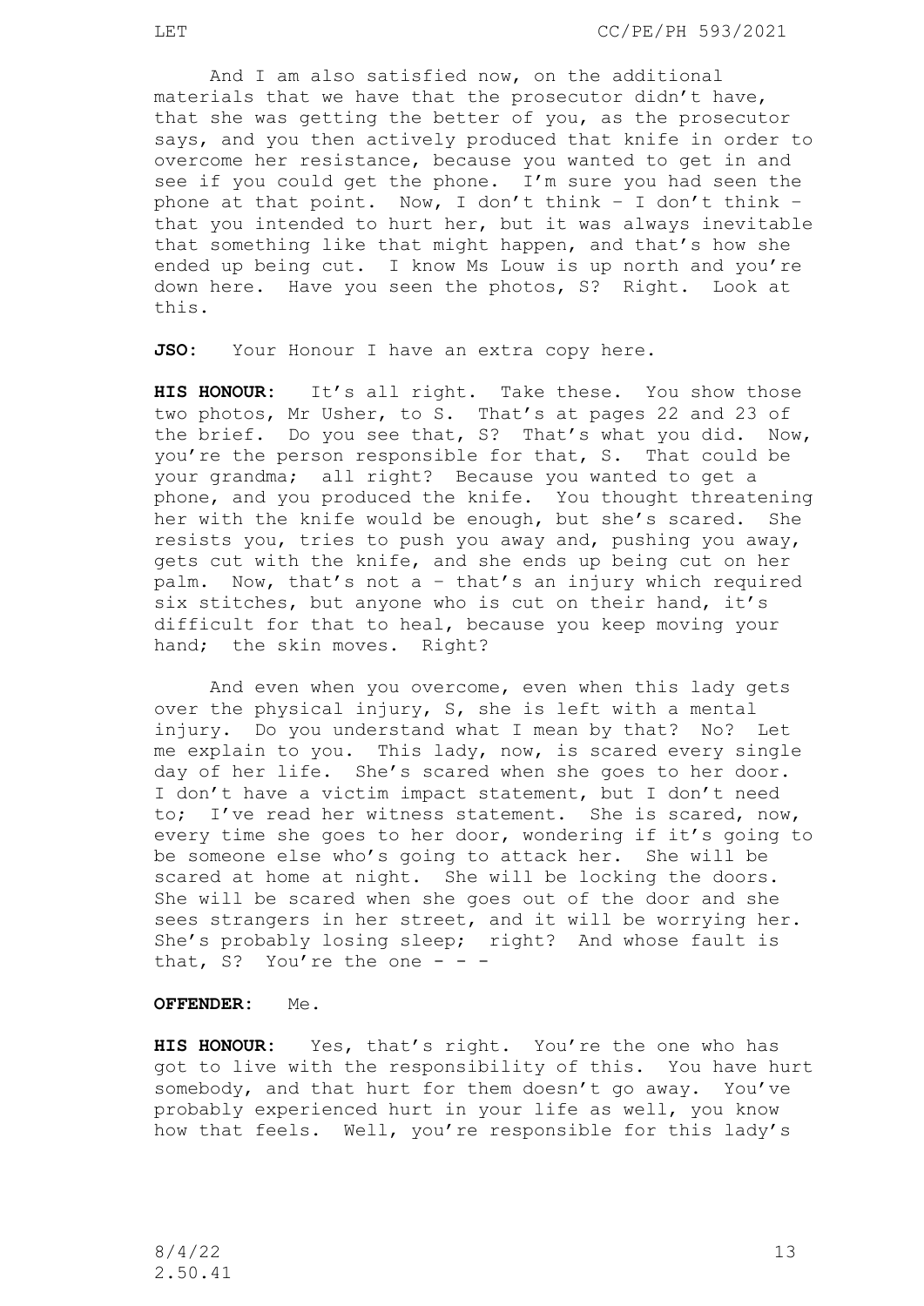And I am also satisfied now, on the additional materials that we have that the prosecutor didn't have, that she was getting the better of you, as the prosecutor says, and you then actively produced that knife in order to overcome her resistance, because you wanted to get in and see if you could get the phone. I'm sure you had seen the phone at that point. Now, I don't think – I don't think – that you intended to hurt her, but it was always inevitable that something like that might happen, and that's how she ended up being cut. I know Ms Louw is up north and you're down here. Have you seen the photos, S? Right. Look at this.

**JSO:** Your Honour I have an extra copy here.

**HIS HONOUR:** It's all right. Take these. You show those two photos, Mr Usher, to S. That's at pages 22 and 23 of the brief. Do you see that, S? That's what you did. Now, you're the person responsible for that, S. That could be your grandma; all right? Because you wanted to get a phone, and you produced the knife. You thought threatening her with the knife would be enough, but she's scared. She resists you, tries to push you away and, pushing you away, gets cut with the knife, and she ends up being cut on her palm. Now, that's not a – that's an injury which required six stitches, but anyone who is cut on their hand, it's difficult for that to heal, because you keep moving your hand; the skin moves. Right?

And even when you overcome, even when this lady gets over the physical injury, S, she is left with a mental injury. Do you understand what I mean by that? No? Let me explain to you. This lady, now, is scared every single day of her life. She's scared when she goes to her door. I don't have a victim impact statement, but I don't need to; I've read her witness statement. She is scared, now, every time she goes to her door, wondering if it's going to be someone else who's going to attack her. She will be scared at home at night. She will be locking the doors. She will be scared when she goes out of the door and she sees strangers in her street, and it will be worrying her. She's probably losing sleep; right? And whose fault is that, S? You're the one - - -

**OFFENDER:** Me.

**HIS HONOUR:** Yes, that's right. You're the one who has got to live with the responsibility of this. You have hurt somebody, and that hurt for them doesn't go away. You've probably experienced hurt in your life as well, you know how that feels. Well, you're responsible for this lady's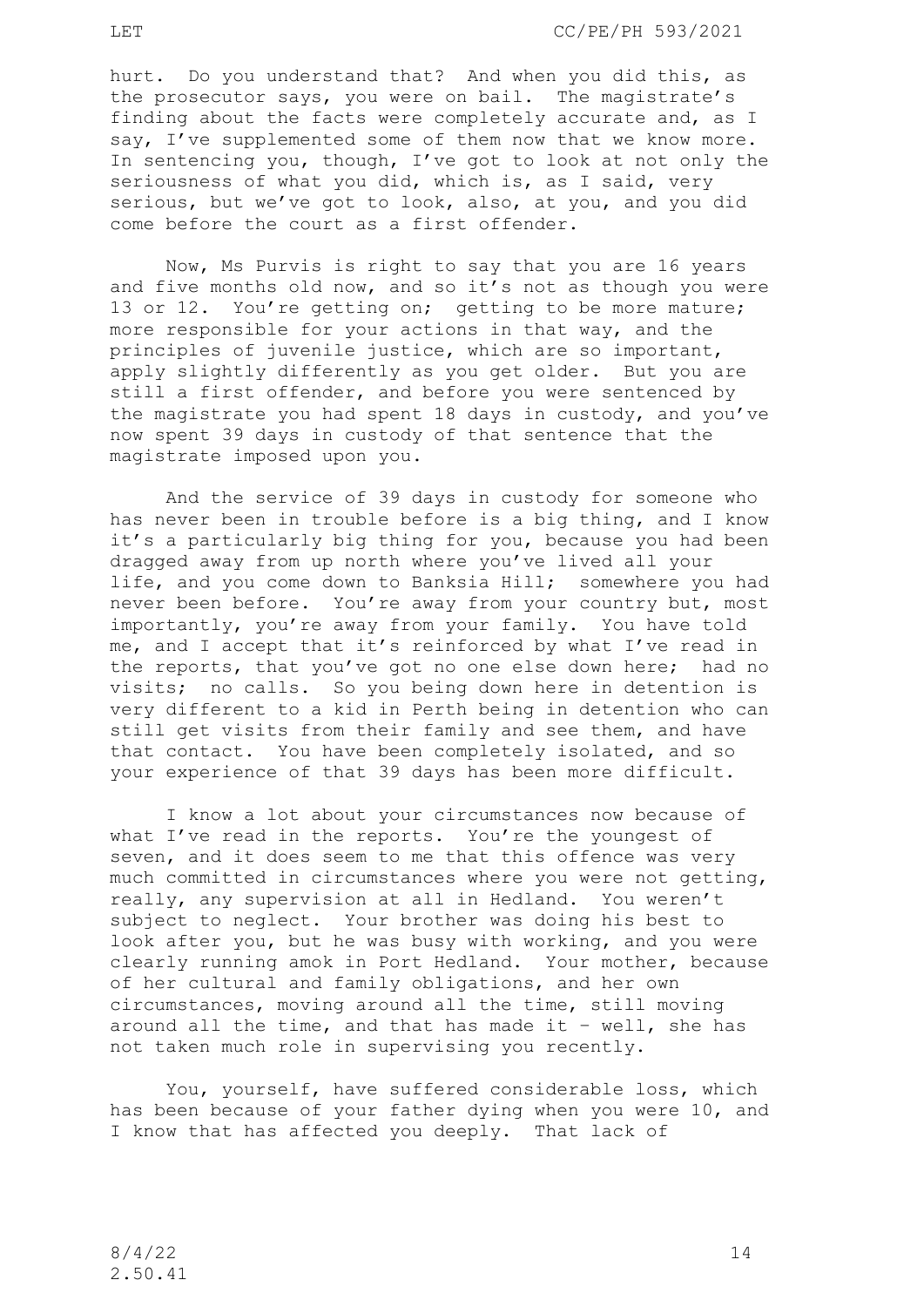hurt. Do you understand that? And when you did this, as the prosecutor says, you were on bail. The magistrate's finding about the facts were completely accurate and, as I say, I've supplemented some of them now that we know more. In sentencing you, though, I've got to look at not only the seriousness of what you did, which is, as I said, very serious, but we've got to look, also, at you, and you did come before the court as a first offender.

Now, Ms Purvis is right to say that you are 16 years and five months old now, and so it's not as though you were 13 or 12. You're getting on; getting to be more mature; more responsible for your actions in that way, and the principles of juvenile justice, which are so important, apply slightly differently as you get older. But you are still a first offender, and before you were sentenced by the magistrate you had spent 18 days in custody, and you've now spent 39 days in custody of that sentence that the magistrate imposed upon you.

And the service of 39 days in custody for someone who has never been in trouble before is a big thing, and I know it's a particularly big thing for you, because you had been dragged away from up north where you've lived all your life, and you come down to Banksia Hill; somewhere you had never been before. You're away from your country but, most importantly, you're away from your family. You have told me, and I accept that it's reinforced by what I've read in the reports, that you've got no one else down here; had no visits; no calls. So you being down here in detention is very different to a kid in Perth being in detention who can still get visits from their family and see them, and have that contact. You have been completely isolated, and so your experience of that 39 days has been more difficult.

I know a lot about your circumstances now because of what I've read in the reports. You're the youngest of seven, and it does seem to me that this offence was very much committed in circumstances where you were not getting, really, any supervision at all in Hedland. You weren't subject to neglect. Your brother was doing his best to look after you, but he was busy with working, and you were clearly running amok in Port Hedland. Your mother, because of her cultural and family obligations, and her own circumstances, moving around all the time, still moving around all the time, and that has made it – well, she has not taken much role in supervising you recently.

You, yourself, have suffered considerable loss, which has been because of your father dying when you were 10, and I know that has affected you deeply. That lack of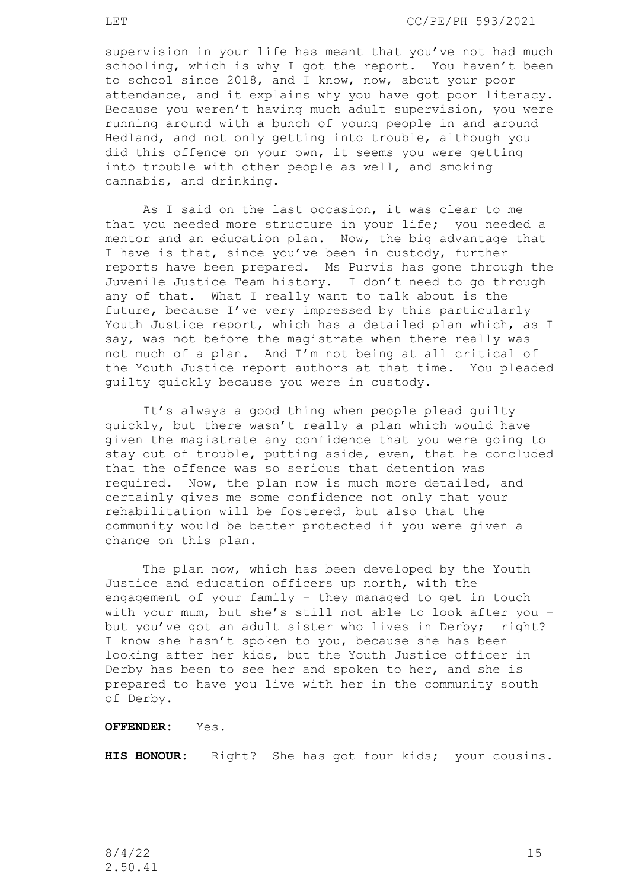supervision in your life has meant that you've not had much schooling, which is why I got the report. You haven't been to school since 2018, and I know, now, about your poor attendance, and it explains why you have got poor literacy. Because you weren't having much adult supervision, you were running around with a bunch of young people in and around Hedland, and not only getting into trouble, although you did this offence on your own, it seems you were getting into trouble with other people as well, and smoking cannabis, and drinking.

As I said on the last occasion, it was clear to me that you needed more structure in your life; you needed a mentor and an education plan. Now, the big advantage that I have is that, since you've been in custody, further reports have been prepared. Ms Purvis has gone through the Juvenile Justice Team history. I don't need to go through any of that. What I really want to talk about is the future, because I've very impressed by this particularly Youth Justice report, which has a detailed plan which, as I say, was not before the magistrate when there really was not much of a plan. And I'm not being at all critical of the Youth Justice report authors at that time. You pleaded guilty quickly because you were in custody.

It's always a good thing when people plead guilty quickly, but there wasn't really a plan which would have given the magistrate any confidence that you were going to stay out of trouble, putting aside, even, that he concluded that the offence was so serious that detention was required. Now, the plan now is much more detailed, and certainly gives me some confidence not only that your rehabilitation will be fostered, but also that the community would be better protected if you were given a chance on this plan.

The plan now, which has been developed by the Youth Justice and education officers up north, with the engagement of your family – they managed to get in touch with your mum, but she's still not able to look after you – but you've got an adult sister who lives in Derby; right? I know she hasn't spoken to you, because she has been looking after her kids, but the Youth Justice officer in Derby has been to see her and spoken to her, and she is prepared to have you live with her in the community south of Derby.

**OFFENDER:** Yes.

**HIS HONOUR:** Right? She has got four kids; your cousins.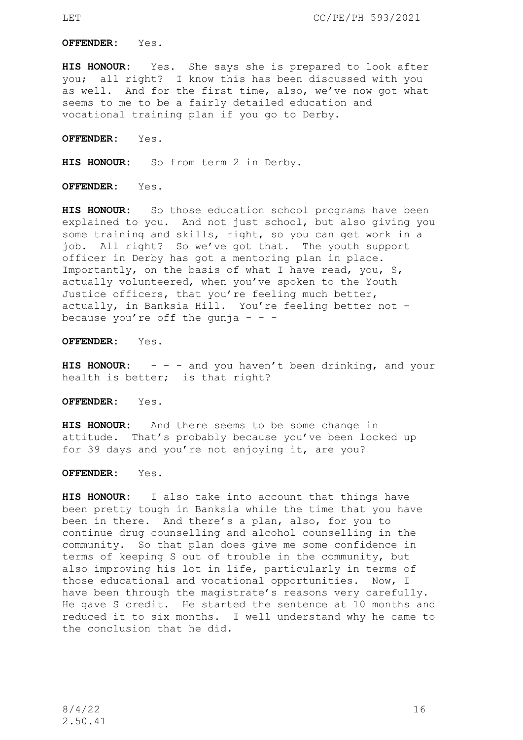**OFFENDER:** Yes.

**HIS HONOUR:** Yes. She says she is prepared to look after you; all right? I know this has been discussed with you as well. And for the first time, also, we've now got what seems to me to be a fairly detailed education and vocational training plan if you go to Derby.

**OFFENDER:** Yes.

**HIS HONOUR:** So from term 2 in Derby.

**OFFENDER:** Yes.

**HIS HONOUR:** So those education school programs have been explained to you. And not just school, but also giving you some training and skills, right, so you can get work in a job. All right? So we've got that. The youth support officer in Derby has got a mentoring plan in place. Importantly, on the basis of what I have read, you, S, actually volunteered, when you've spoken to the Youth Justice officers, that you're feeling much better, actually, in Banksia Hill. You're feeling better not – because you're off the gunja - - -

**OFFENDER:** Yes.

**HIS HONOUR:** - - - and you haven't been drinking, and your health is better; is that right?

**OFFENDER:** Yes.

**HIS HONOUR:** And there seems to be some change in attitude. That's probably because you've been locked up for 39 days and you're not enjoying it, are you?

**OFFENDER:** Yes.

**HIS HONOUR:** I also take into account that things have been pretty tough in Banksia while the time that you have been in there. And there's a plan, also, for you to continue drug counselling and alcohol counselling in the community. So that plan does give me some confidence in terms of keeping S out of trouble in the community, but also improving his lot in life, particularly in terms of those educational and vocational opportunities. Now, I have been through the magistrate's reasons very carefully. He gave S credit. He started the sentence at 10 months and reduced it to six months. I well understand why he came to the conclusion that he did.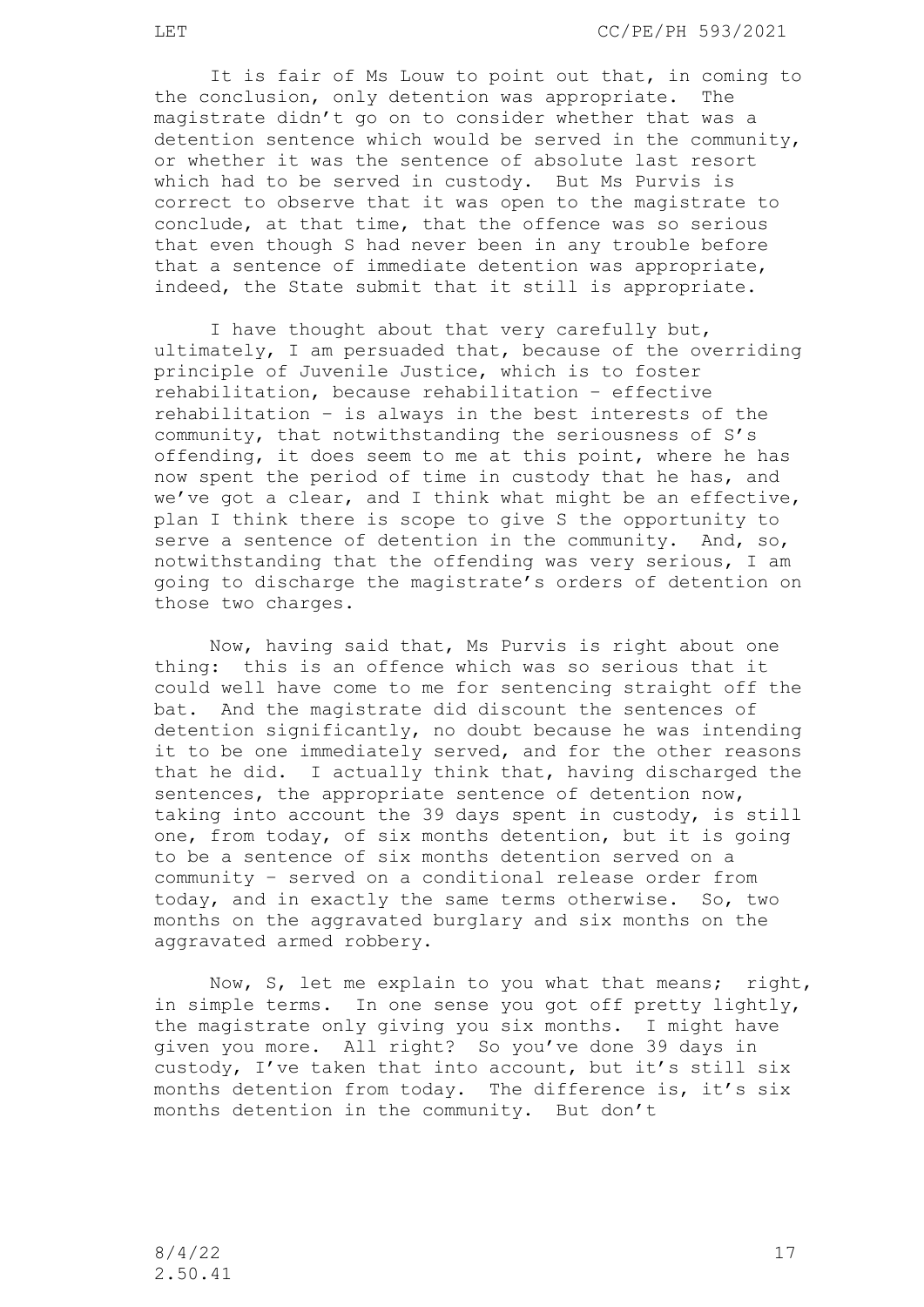It is fair of Ms Louw to point out that, in coming to the conclusion, only detention was appropriate. The magistrate didn't go on to consider whether that was a detention sentence which would be served in the community, or whether it was the sentence of absolute last resort which had to be served in custody. But Ms Purvis is correct to observe that it was open to the magistrate to conclude, at that time, that the offence was so serious that even though S had never been in any trouble before that a sentence of immediate detention was appropriate, indeed, the State submit that it still is appropriate.

I have thought about that very carefully but, ultimately, I am persuaded that, because of the overriding principle of Juvenile Justice, which is to foster rehabilitation, because rehabilitation – effective rehabilitation – is always in the best interests of the community, that notwithstanding the seriousness of S's offending, it does seem to me at this point, where he has now spent the period of time in custody that he has, and we've got a clear, and I think what might be an effective, plan I think there is scope to give S the opportunity to serve a sentence of detention in the community. And, so, notwithstanding that the offending was very serious, I am going to discharge the magistrate's orders of detention on those two charges.

Now, having said that, Ms Purvis is right about one thing: this is an offence which was so serious that it could well have come to me for sentencing straight off the bat. And the magistrate did discount the sentences of detention significantly, no doubt because he was intending it to be one immediately served, and for the other reasons that he did. I actually think that, having discharged the sentences, the appropriate sentence of detention now, taking into account the 39 days spent in custody, is still one, from today, of six months detention, but it is going to be a sentence of six months detention served on a community – served on a conditional release order from today, and in exactly the same terms otherwise. So, two months on the aggravated burglary and six months on the aggravated armed robbery.

Now, S, let me explain to you what that means; right, in simple terms. In one sense you got off pretty lightly, the magistrate only giving you six months. I might have given you more. All right? So you've done 39 days in custody, I've taken that into account, but it's still six months detention from today. The difference is, it's six months detention in the community. But don't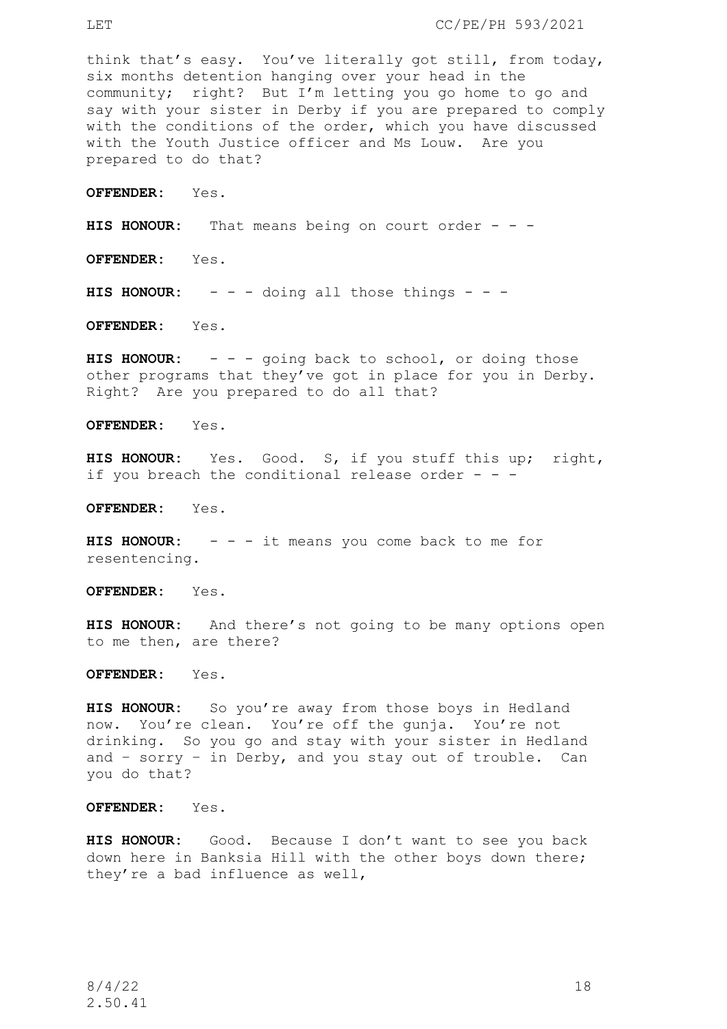think that's easy. You've literally got still, from today, six months detention hanging over your head in the community; right? But I'm letting you go home to go and say with your sister in Derby if you are prepared to comply with the conditions of the order, which you have discussed with the Youth Justice officer and Ms Louw. Are you prepared to do that?

**OFFENDER:** Yes.

**HIS HONOUR:** That means being on court order - - -

**OFFENDER:** Yes.

**HIS HONOUR:** - - - doing all those things - - -

**OFFENDER:** Yes.

**HIS HONOUR:** - - - going back to school, or doing those other programs that they've got in place for you in Derby. Right? Are you prepared to do all that?

**OFFENDER:** Yes.

**HIS HONOUR:** Yes. Good. S, if you stuff this up; right, if you breach the conditional release order - - -

**OFFENDER:** Yes.

**HIS HONOUR:** - - - it means you come back to me for resentencing.

**OFFENDER:** Yes.

**HIS HONOUR:** And there's not going to be many options open to me then, are there?

**OFFENDER:** Yes.

**HIS HONOUR:** So you're away from those boys in Hedland now. You're clean. You're off the gunja. You're not drinking. So you go and stay with your sister in Hedland and – sorry – in Derby, and you stay out of trouble. Can you do that?

**OFFENDER:** Yes.

**HIS HONOUR:** Good. Because I don't want to see you back down here in Banksia Hill with the other boys down there; they're a bad influence as well,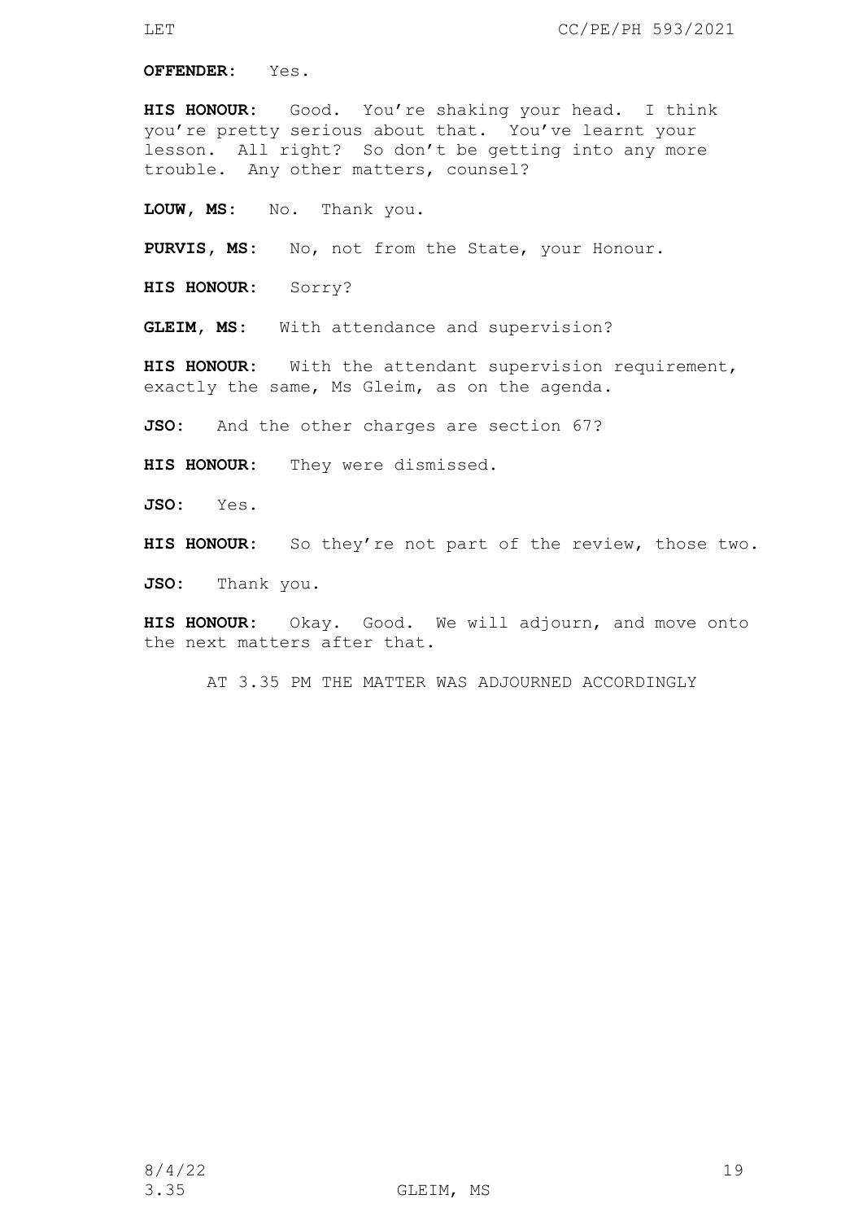**OFFENDER**: Yes.

**HIS HONOUR**: Good. You're shaking your head. I think you're pretty serious about that. You've learnt your lesson. All right? So don't be getting into any more trouble. Any other matters, counsel?

**LOUW, MS**: No. Thank you.

**PURVIS, MS**: No, not from the State, your Honour.

**HIS HONOUR**: Sorry?

**GLEIM, MS**: With attendance and supervision?

**HIS HONOUR**: With the attendant supervision requirement, exactly the same, Ms Gleim, as on the agenda.

**JSO**: And the other charges are section 67?

**HIS HONOUR**: They were dismissed.

**JSO**: Yes.

**HIS HONOUR**: So they're not part of the review, those two.

**JSO**: Thank you.

**HIS HONOUR**: Okay. Good. We will adjourn, and move onto the next matters after that.

AT 3.35 PM THE MATTER WAS ADJOURNED ACCORDINGLY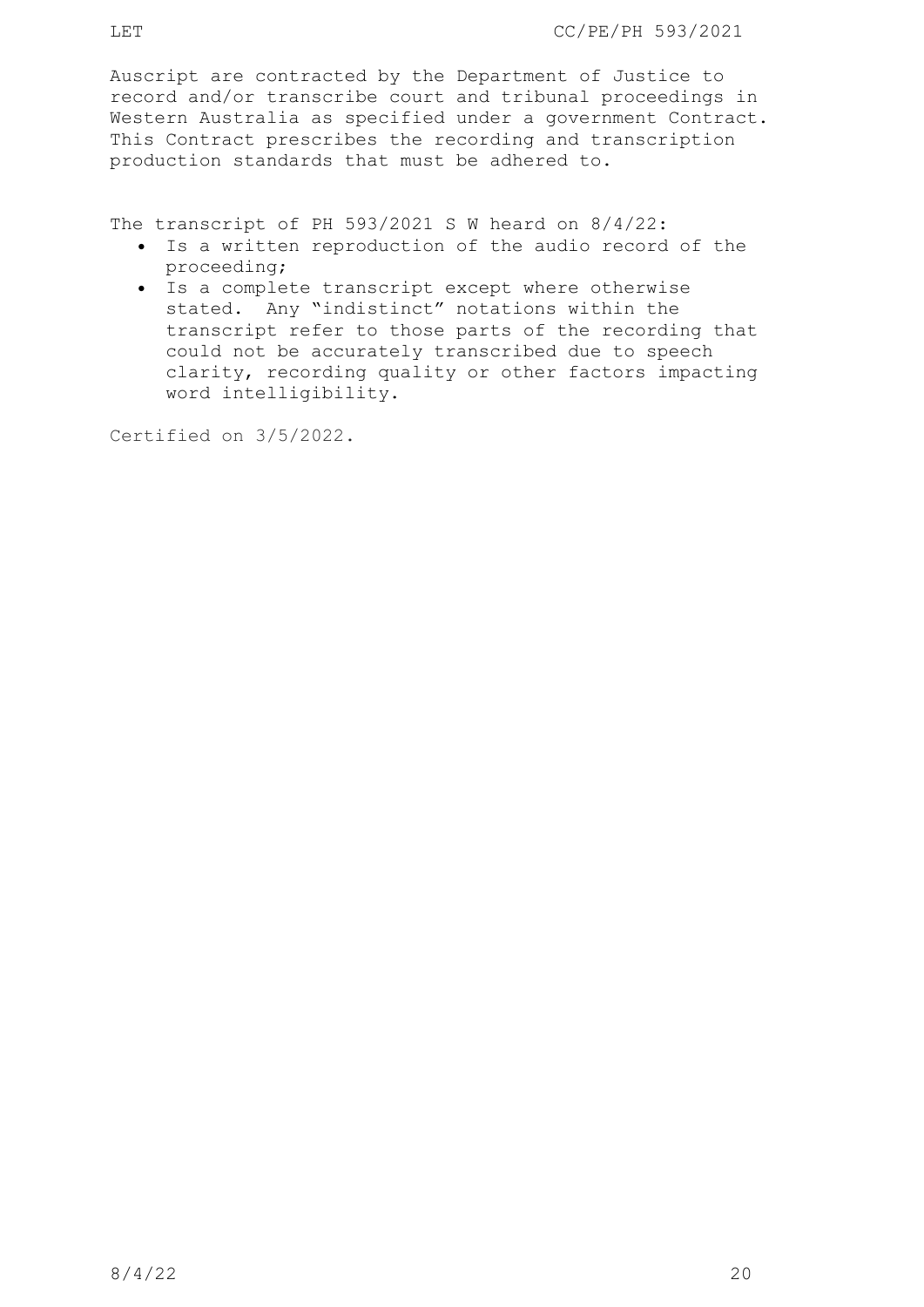Auscript are contracted by the Department of Justice to record and/or transcribe court and tribunal proceedings in Western Australia as specified under a government Contract. This Contract prescribes the recording and transcription production standards that must be adhered to.

The transcript of PH 593/2021 S W heard on 8/4/22:

- Is a written reproduction of the audio record of the proceeding;
- Is a complete transcript except where otherwise stated. Any "indistinct" notations within the transcript refer to those parts of the recording that could not be accurately transcribed due to speech clarity, recording quality or other factors impacting word intelligibility.

Certified on 3/5/2022.